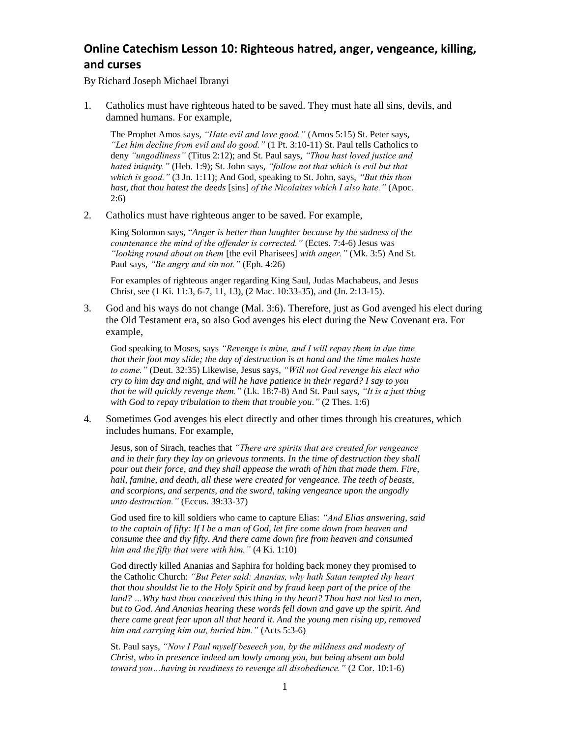# Online Catechism Lesson 10: Righteous hatred, anger, vengeance, killing, and curses

By Richard Joseph Michael Ibranyi

1. Catholics must have righteous hated to be saved. They must hate all sins, devils, and damned humans. For example,

   The Prophet Amos says, *"Hate evil and love good."* (Amos 5:15) St. Peter says, *"Let him decline from evil and do good."* (1 Pt. 3:10-11) St. Paul tells Catholics to deny *"ungodliness"* (Titus 2:12); and St. Paul says, *"Thou hast loved justice and hated iniquity."* (Heb. 1:9); St. John says, *"follow not that which is evil but that which is good."* (3 Jn. 1:11); And God, speaking to St. John, says, *"But this thou hast, that thou hatest the deeds* [sins] *of the Nicolaites which I also hate."* (Apoc. 2:6)

2. Catholics must have righteous anger to be saved. For example,

   King Solomon says, "*Anger is better than laughter because by the sadness of the countenance the mind of the offender is corrected."* (Ectes. 7:4-6) Jesus was *"looking round about on them* [the evil Pharisees] *with anger."* (Mk. 3:5) And St. Paul says, *"Be angry and sin not."* (Eph. 4:26)

   For examples of righteous anger regarding King Saul, Judas Machabeus, and Jesus Christ, see (1 Ki. 11:3, 6-7, 11, 13), (2 Mac. 10:33-35), and (Jn. 2:13-15).

3. God and his ways do not change (Mal. 3:6). Therefore, just as God avenged his elect during the Old Testament era, so also God avenges his elect during the New Covenant era. For example,

   God speaking to Moses, says *"Revenge is mine, and I will repay them in due time that their foot may slide; the day of destruction is at hand and the time makes haste to come."* (Deut. 32:35) Likewise, Jesus says, *"Will not God revenge his elect who cry to him day and night, and will he have patience in their regard? I say to you that he will quickly revenge them."* (Lk. 18:7-8) And St. Paul says, *"It is a just thing with God to repay tribulation to them that trouble you."* (2 Thes. 1:6)

4. Sometimes God avenges his elect directly and other times through his creatures, which includes humans. For example,

   Jesus, son of Sirach, teaches that *"There are spirits that are created for vengeance and in their fury they lay on grievous torments. In the time of destruction they shall pour out their force, and they shall appease the wrath of him that made them. Fire, hail, famine, and death, all these were created for vengeance. The teeth of beasts, and scorpions, and serpents, and the sword, taking vengeance upon the ungodly unto destruction."* (Eccus. 39:33-37)

   God used fire to kill soldiers who came to capture Elias: *"And Elias answering, said to the captain of fifty: If I be a man of God, let fire come down from heaven and consume thee and thy fifty. And there came down fire from heaven and consumed him and the fifty that were with him."* (4 Ki. 1:10)

   God directly killed Ananias and Saphira for holding back money they promised to the Catholic Church: *"But Peter said: Ananias, why hath Satan tempted thy heart that thou shouldst lie to the Holy Spirit and by fraud keep part of the price of the land? …Why hast thou conceived this thing in thy heart? Thou hast not lied to men, but to God. And Ananias hearing these words fell down and gave up the spirit. And there came great fear upon all that heard it. And the young men rising up, removed him and carrying him out, buried him."* (Acts 5:3-6)

   St. Paul says, *"Now I Paul myself beseech you, by the mildness and modesty of Christ, who in presence indeed am lowly among you, but being absent am bold toward you…having in readiness to revenge all disobedience."* (2 Cor. 10:1-6)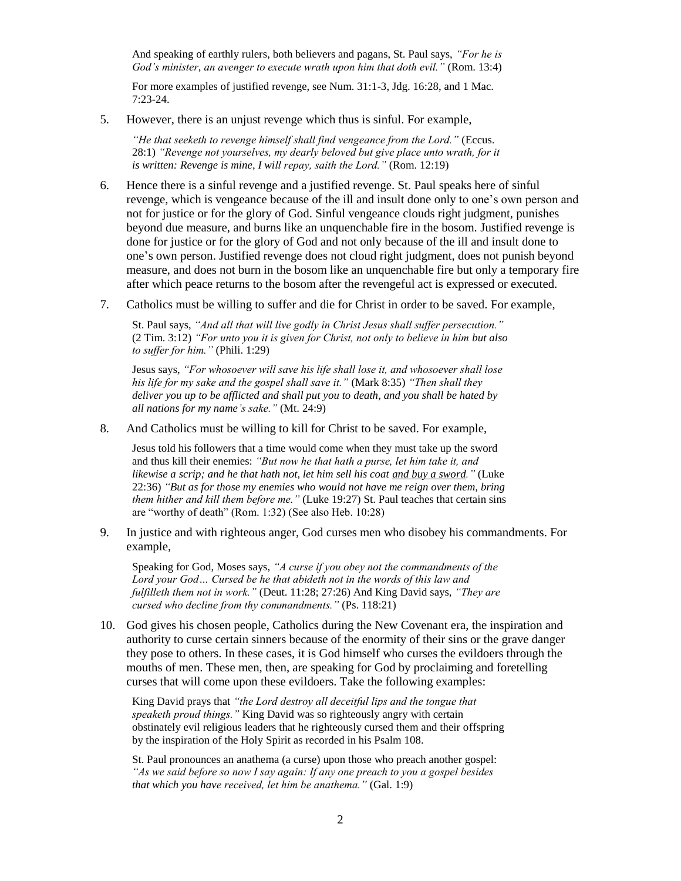And speaking of earthly rulers, both believers and pagans, St. Paul says, *"For he is God's minister, an avenger to execute wrath upon him that doth evil."* (Rom. 13:4)

For more examples of justified revenge, see Num. 31:1-3, Jdg. 16:28, and 1 Mac. 7:23-24.

5. However, there is an unjust revenge which thus is sinful. For example,

   *"He that seeketh to revenge himself shall find vengeance from the Lord."* (Eccus. 28:1) *"Revenge not yourselves, my dearly beloved but give place unto wrath, for it is written: Revenge is mine, I will repay, saith the Lord."* (Rom. 12:19)

6. Hence there is a sinful revenge and a justified revenge. St. Paul speaks here of sinful revenge, which is vengeance because of the ill and insult done only to one's own person and not for justice or for the glory of God. Sinful vengeance clouds right judgment, punishes beyond due measure, and burns like an unquenchable fire in the bosom. Justified revenge is done for justice or for the glory of God and not only because of the ill and insult done to one's own person. Justified revenge does not cloud right judgment, does not punish beyond measure, and does not burn in the bosom like an unquenchable fire but only a temporary fire after which peace returns to the bosom after the revengeful act is expressed or executed.

7. Catholics must be willing to suffer and die for Christ in order to be saved. For example,

   St. Paul says, *"And all that will live godly in Christ Jesus shall suffer persecution."* (2 Tim. 3:12) *"For unto you it is given for Christ, not only to believe in him but also to suffer for him."* (Phili. 1:29)

   Jesus says, *"For whosoever will save his life shall lose it, and whosoever shall lose his life for my sake and the gospel shall save it."* (Mark 8:35) *"Then shall they deliver you up to be afflicted and shall put you to death, and you shall be hated by all nations for my name's sake."* (Mt. 24:9)

8. And Catholics must be willing to kill for Christ to be saved. For example,

   Jesus told his followers that a time would come when they must take up the sword and thus kill their enemies: *"But now he that hath a purse, let him take it, and likewise a scrip; and he that hath not, let him sell his coat <u>and buy a sword</u>."* (Luke 22:36) *"But as for those my enemies who would not have me reign over them, bring them hither and kill them before me."* (Luke 19:27) St. Paul teaches that certain sins are "worthy of death" (Rom. 1:32) (See also Heb. 10:28)

9. In justice and with righteous anger, God curses men who disobey his commandments. For example,

   Speaking for God, Moses says, *"A curse if you obey not the commandments of the Lord your God… Cursed be he that abideth not in the words of this law and fulfilleth them not in work."* (Deut. 11:28; 27:26) And King David says, *"They are cursed who decline from thy commandments."* (Ps. 118:21)

10. God gives his chosen people, Catholics during the New Covenant era, the inspiration and authority to curse certain sinners because of the enormity of their sins or the grave danger they pose to others. In these cases, it is God himself who curses the evildoers through the mouths of men. These men, then, are speaking for God by proclaiming and foretelling curses that will come upon these evildoers. Take the following examples:

    King David prays that *"the Lord destroy all deceitful lips and the tongue that speaketh proud things."* King David was so righteously angry with certain obstinately evil religious leaders that he righteously cursed them and their offspring by the inspiration of the Holy Spirit as recorded in his Psalm 108.

    St. Paul pronounces an anathema (a curse) upon those who preach another gospel: *"As we said before so now I say again: If any one preach to you a gospel besides that which you have received, let him be anathema."* (Gal. 1:9)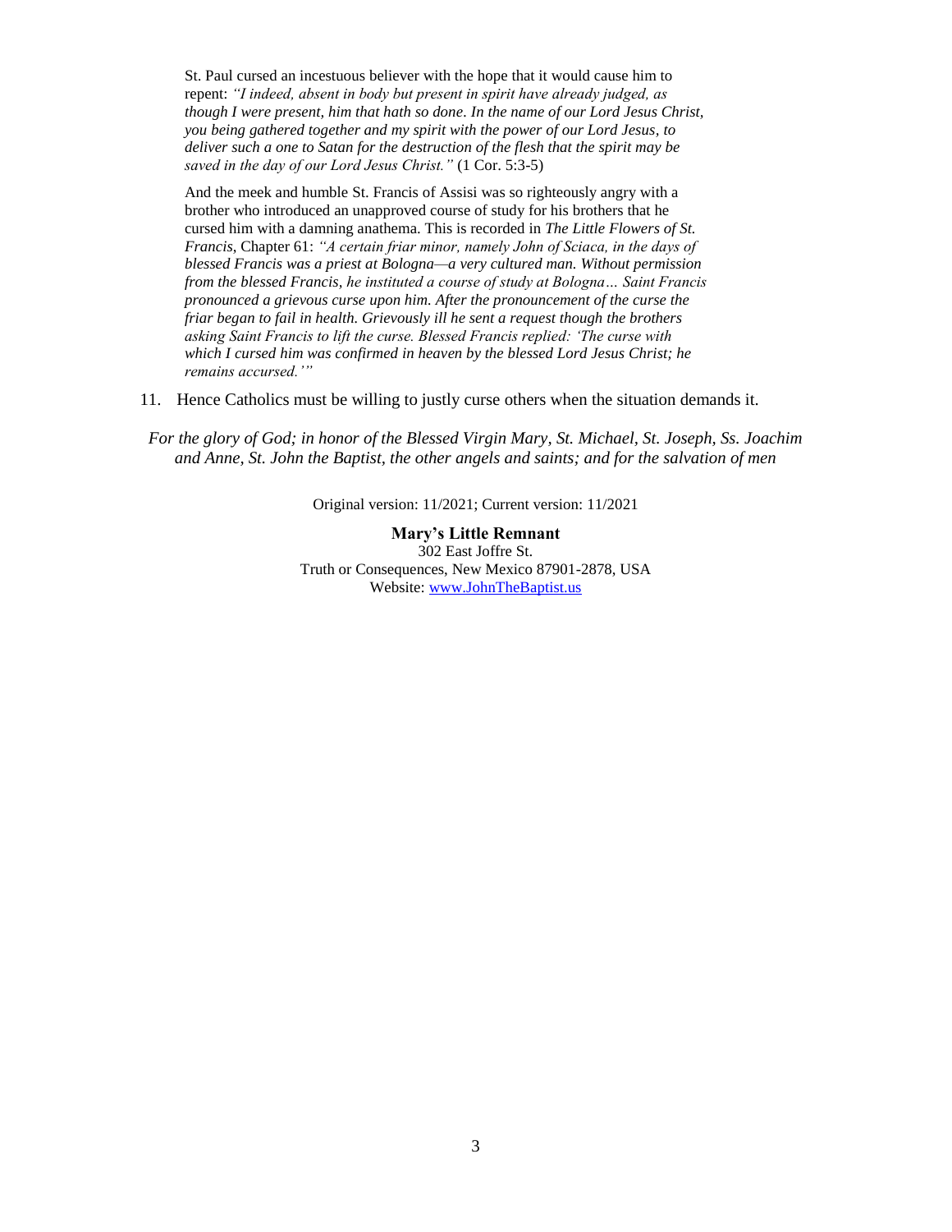St. Paul cursed an incestuous believer with the hope that it would cause him to repent: *"I indeed, absent in body but present in spirit have already judged, as though I were present, him that hath so done. In the name of our Lord Jesus Christ, you being gathered together and my spirit with the power of our Lord Jesus, to deliver such a one to Satan for the destruction of the flesh that the spirit may be saved in the day of our Lord Jesus Christ."* (1 Cor. 5:3-5)

And the meek and humble St. Francis of Assisi was so righteously angry with a brother who introduced an unapproved course of study for his brothers that he cursed him with a damning anathema. This is recorded in *The Little Flowers of St. Francis*, Chapter 61: *"A certain friar minor, namely John of Sciaca, in the days of blessed Francis was a priest at Bologna—a very cultured man. Without permission from the blessed Francis, he instituted a course of study at Bologna… Saint Francis pronounced a grievous curse upon him. After the pronouncement of the curse the friar began to fail in health. Grievously ill he sent a request though the brothers asking Saint Francis to lift the curse. Blessed Francis replied: 'The curse with which I cursed him was confirmed in heaven by the blessed Lord Jesus Christ; he remains accursed.'"*

11. Hence Catholics must be willing to justly curse others when the situation demands it.

*For the glory of God; in honor of the Blessed Virgin Mary, St. Michael, St. Joseph, Ss. Joachim and Anne, St. John the Baptist, the other angels and saints; and for the salvation of men*

Original version: 11/2021; Current version: 11/2021

**Mary's Little Remnant**
302 East Joffre St.
Truth or Consequences, New Mexico 87901-2878, USA
Website: [www.JohnTheBaptist.us](http://www.JohnTheBaptist.us)